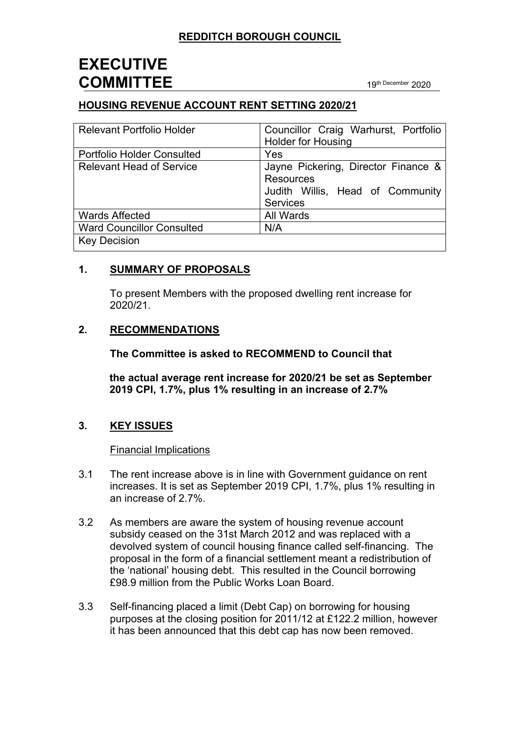**REDDITCH BOROUGH COUNCIL**

# EXECUTIVE COMMITTEE

19th December 2020

**HOUSING REVENUE ACCOUNT RENT SETTING 2020/21**

| | |
|---|---|
| Relevant Portfolio Holder | Councillor Craig Warhurst, Portfolio Holder for Housing |
| Portfolio Holder Consulted | Yes |
| Relevant Head of Service | Jayne Pickering, Director Finance & Resources<br>Judith Willis, Head of Community Services |
| Wards Affected | All Wards |
| Ward Councillor Consulted | N/A |
| Key Decision | |

## 1. SUMMARY OF PROPOSALS

To present Members with the proposed dwelling rent increase for 2020/21.

## 2. RECOMMENDATIONS

**The Committee is asked to RECOMMEND to Council that**

**the actual average rent increase for 2020/21 be set as September 2019 CPI, 1.7%, plus 1% resulting in an increase of 2.7%**

## 3. KEY ISSUES

Financial Implications

3.1 The rent increase above is in line with Government guidance on rent increases. It is set as September 2019 CPI, 1.7%, plus 1% resulting in an increase of 2.7%.

3.2 As members are aware the system of housing revenue account subsidy ceased on the 31st March 2012 and was replaced with a devolved system of council housing finance called self-financing. The proposal in the form of a financial settlement meant a redistribution of the 'national' housing debt. This resulted in the Council borrowing £98.9 million from the Public Works Loan Board.

3.3 Self-financing placed a limit (Debt Cap) on borrowing for housing purposes at the closing position for 2011/12 at £122.2 million, however it has been announced that this debt cap has now been removed.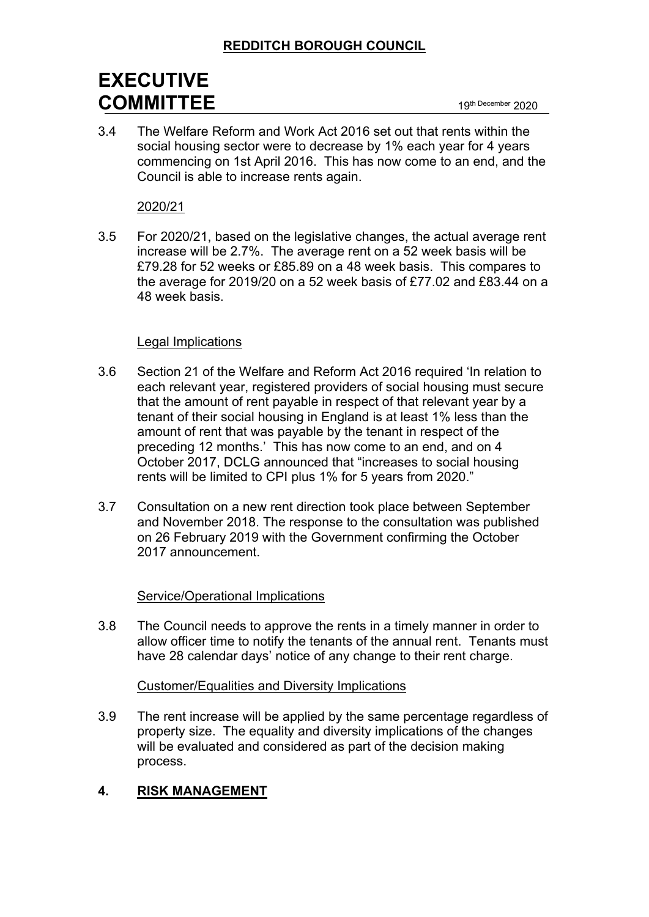3.4 The Welfare Reform and Work Act 2016 set out that rents within the social housing sector were to decrease by 1% each year for 4 years commencing on 1st April 2016. This has now come to an end, and the Council is able to increase rents again.

2020/21

3.5 For 2020/21, based on the legislative changes, the actual average rent increase will be 2.7%. The average rent on a 52 week basis will be £79.28 for 52 weeks or £85.89 on a 48 week basis. This compares to the average for 2019/20 on a 52 week basis of £77.02 and £83.44 on a 48 week basis.

Legal Implications

3.6 Section 21 of the Welfare and Reform Act 2016 required 'In relation to each relevant year, registered providers of social housing must secure that the amount of rent payable in respect of that relevant year by a tenant of their social housing in England is at least 1% less than the amount of rent that was payable by the tenant in respect of the preceding 12 months.' This has now come to an end, and on 4 October 2017, DCLG announced that "increases to social housing rents will be limited to CPI plus 1% for 5 years from 2020."

3.7 Consultation on a new rent direction took place between September and November 2018. The response to the consultation was published on 26 February 2019 with the Government confirming the October 2017 announcement.

Service/Operational Implications

3.8 The Council needs to approve the rents in a timely manner in order to allow officer time to notify the tenants of the annual rent. Tenants must have 28 calendar days' notice of any change to their rent charge.

Customer/Equalities and Diversity Implications

3.9 The rent increase will be applied by the same percentage regardless of property size. The equality and diversity implications of the changes will be evaluated and considered as part of the decision making process.

## 4. RISK MANAGEMENT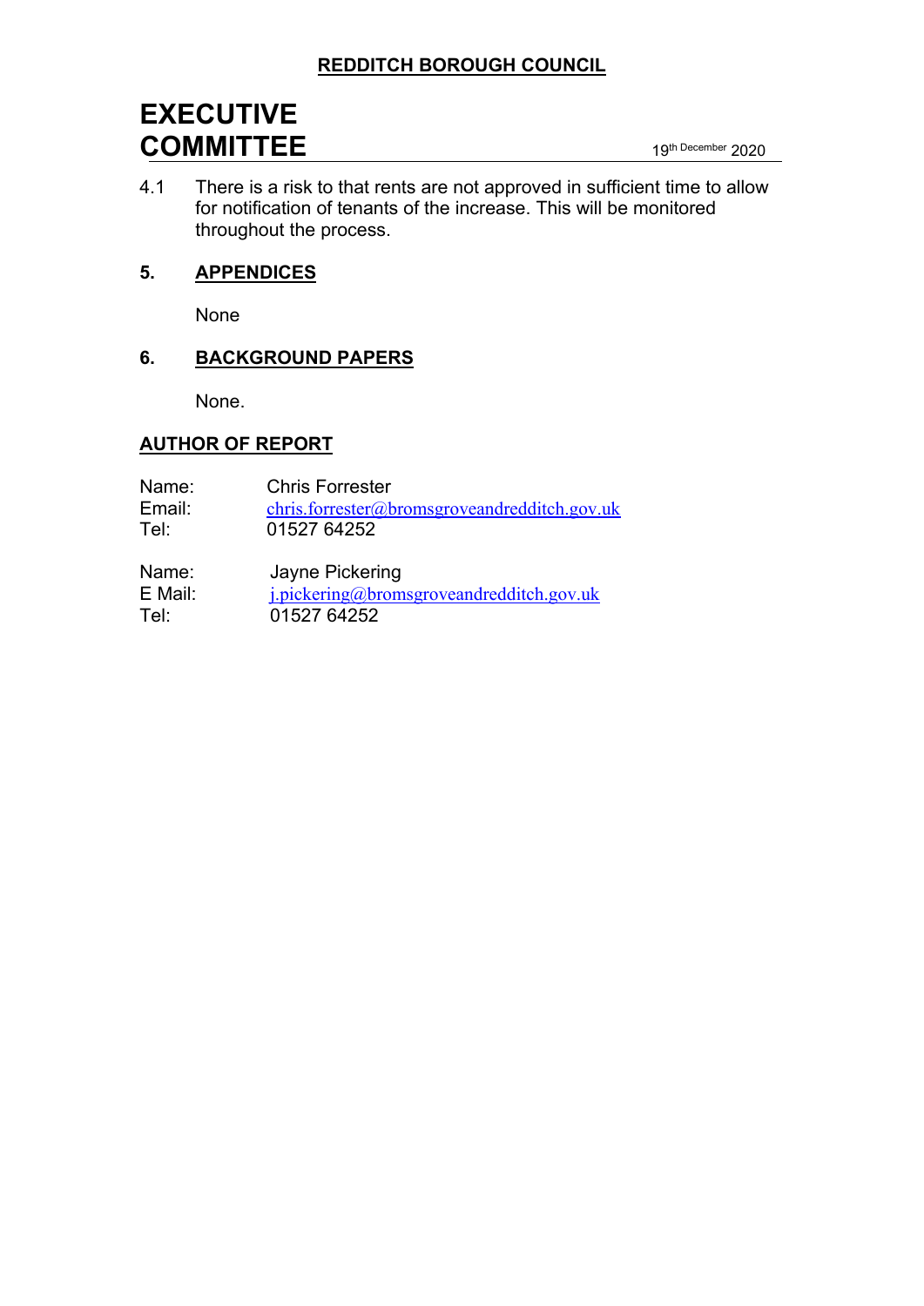4.1 There is a risk to that rents are not approved in sufficient time to allow for notification of tenants of the increase. This will be monitored throughout the process.

## 5. APPENDICES

None

## 6. BACKGROUND PAPERS

None.

## AUTHOR OF REPORT

Name: Chris Forrester
Email: chris.forrester@bromsgroveandredditch.gov.uk
Tel: 01527 64252

Name: Jayne Pickering
E Mail: j.pickering@bromsgroveandredditch.gov.uk
Tel: 01527 64252